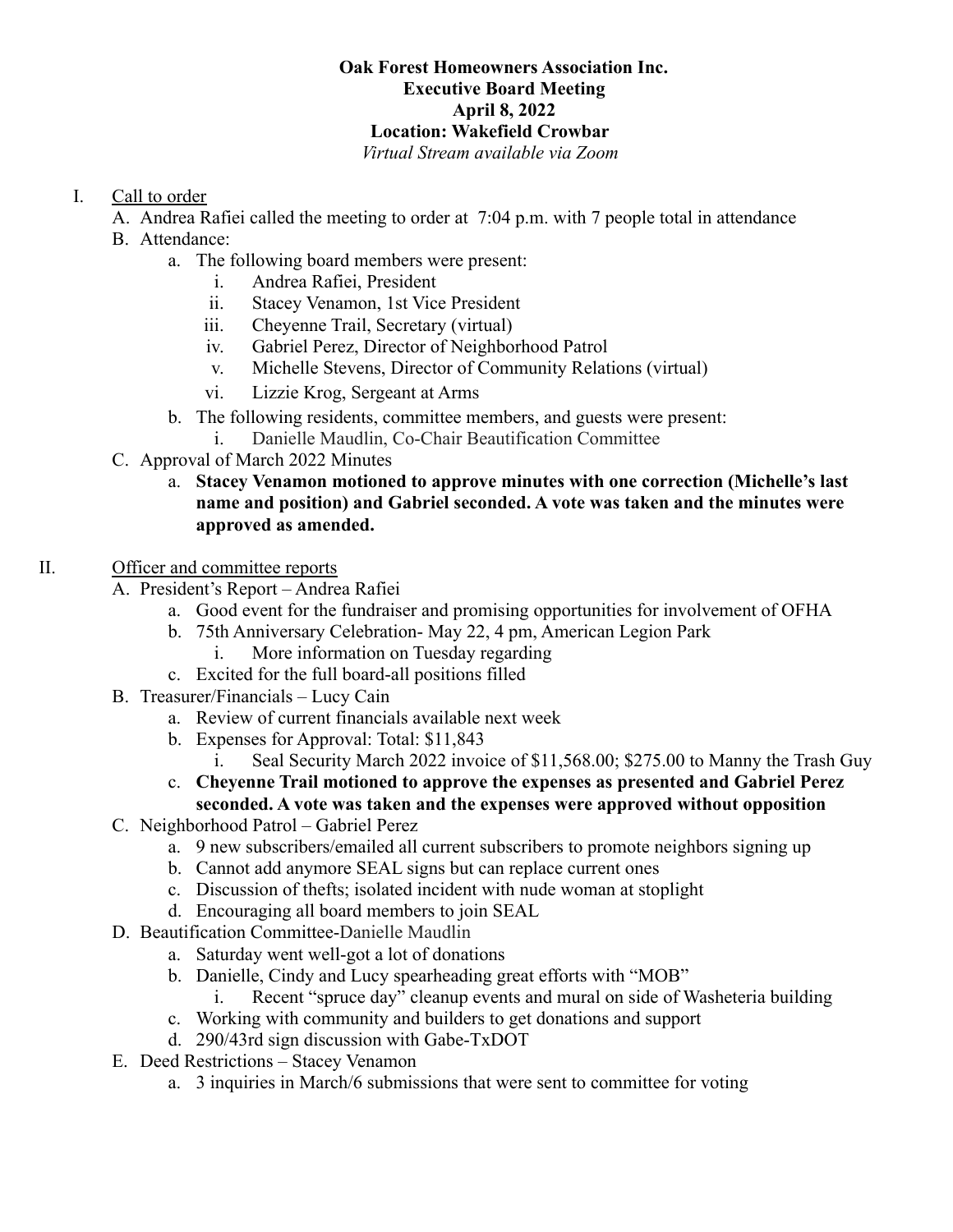**Oak Forest Homeowners Association Inc.**
**Executive Board Meeting**
**April 8, 2022**
**Location: Wakefield Crowbar**
*Virtual Stream available via Zoom*

I. Call to order
  A. Andrea Rafiei called the meeting to order at 7:04 p.m. with 7 people total in attendance
  B. Attendance:
    a. The following board members were present:
      i. Andrea Rafiei, President
      ii. Stacey Venamon, 1st Vice President
      iii. Cheyenne Trail, Secretary (virtual)
      iv. Gabriel Perez, Director of Neighborhood Patrol
      v. Michelle Stevens, Director of Community Relations (virtual)
      vi. Lizzie Krog, Sergeant at Arms
    b. The following residents, committee members, and guests were present:
      i. Danielle Maudlin, Co-Chair Beautification Committee
  C. Approval of March 2022 Minutes
    a. **Stacey Venamon motioned to approve minutes with one correction (Michelle's last name and position) and Gabriel seconded. A vote was taken and the minutes were approved as amended.**

II. Officer and committee reports
  A. President's Report – Andrea Rafiei
    a. Good event for the fundraiser and promising opportunities for involvement of OFHA
    b. 75th Anniversary Celebration- May 22, 4 pm, American Legion Park
      i. More information on Tuesday regarding
    c. Excited for the full board-all positions filled
  B. Treasurer/Financials – Lucy Cain
    a. Review of current financials available next week
    b. Expenses for Approval: Total: $11,843
      i. Seal Security March 2022 invoice of $11,568.00; $275.00 to Manny the Trash Guy
    c. **Cheyenne Trail motioned to approve the expenses as presented and Gabriel Perez seconded. A vote was taken and the expenses were approved without opposition**
  C. Neighborhood Patrol – Gabriel Perez
    a. 9 new subscribers/emailed all current subscribers to promote neighbors signing up
    b. Cannot add anymore SEAL signs but can replace current ones
    c. Discussion of thefts; isolated incident with nude woman at stoplight
    d. Encouraging all board members to join SEAL
  D. Beautification Committee-Danielle Maudlin
    a. Saturday went well-got a lot of donations
    b. Danielle, Cindy and Lucy spearheading great efforts with "MOB"
      i. Recent "spruce day" cleanup events and mural on side of Washeteria building
    c. Working with community and builders to get donations and support
    d. 290/43rd sign discussion with Gabe-TxDOT
  E. Deed Restrictions – Stacey Venamon
    a. 3 inquiries in March/6 submissions that were sent to committee for voting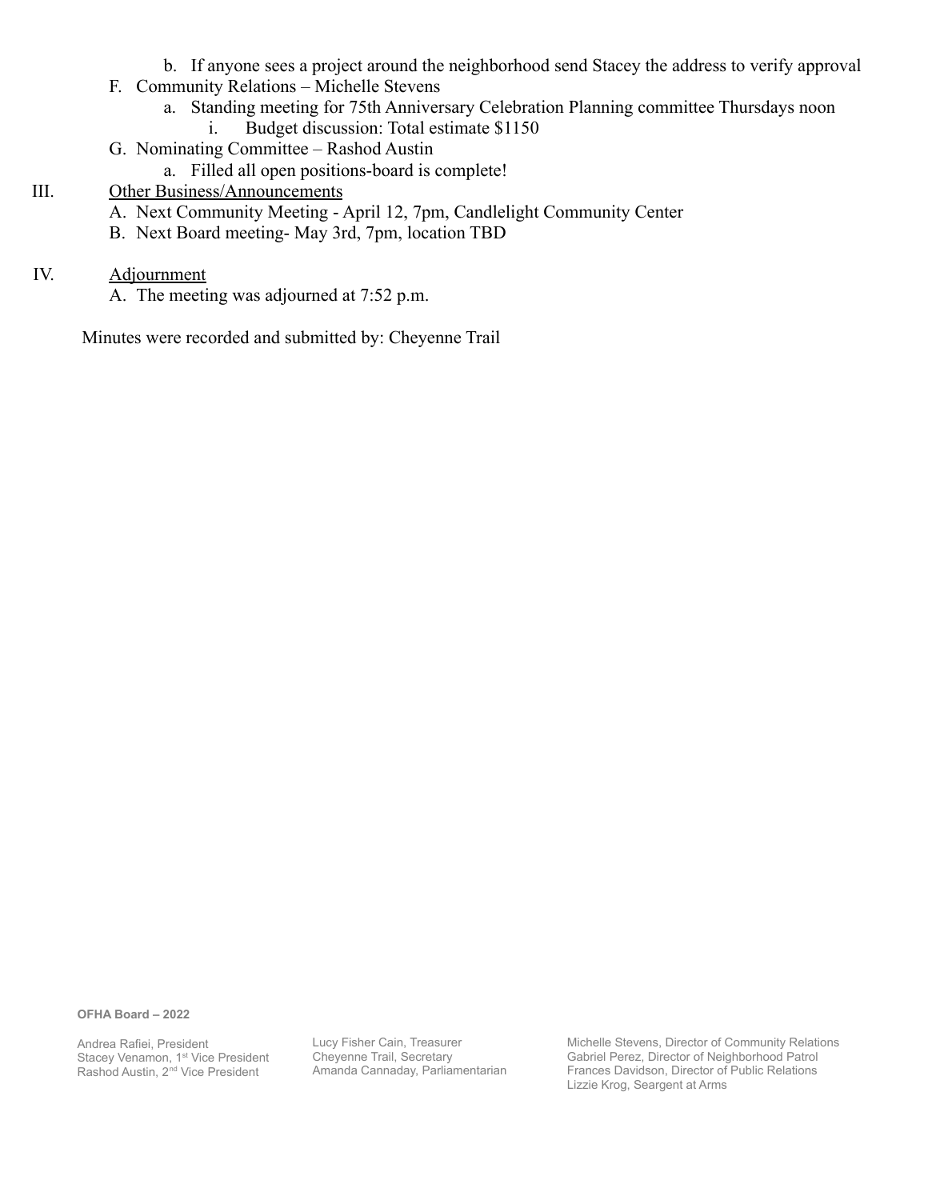b. If anyone sees a project around the neighborhood send Stacey the address to verify approval

F. Community Relations – Michelle Stevens
   a. Standing meeting for 75th Anniversary Celebration Planning committee Thursdays noon
      i. Budget discussion: Total estimate $1150

G. Nominating Committee – Rashod Austin
   a. Filled all open positions-board is complete!

III. <u>Other Business/Announcements</u>

A. Next Community Meeting - April 12, 7pm, Candlelight Community Center

B. Next Board meeting- May 3rd, 7pm, location TBD

IV. <u>Adjournment</u>

A. The meeting was adjourned at 7:52 p.m.

Minutes were recorded and submitted by: Cheyenne Trail

**OFHA Board – 2022**

Andrea Rafiei, President
Stacey Venamon, 1st Vice President
Rashod Austin, 2nd Vice President

Lucy Fisher Cain, Treasurer
Cheyenne Trail, Secretary
Amanda Cannaday, Parliamentarian

Michelle Stevens, Director of Community Relations
Gabriel Perez, Director of Neighborhood Patrol
Frances Davidson, Director of Public Relations
Lizzie Krog, Seargent at Arms